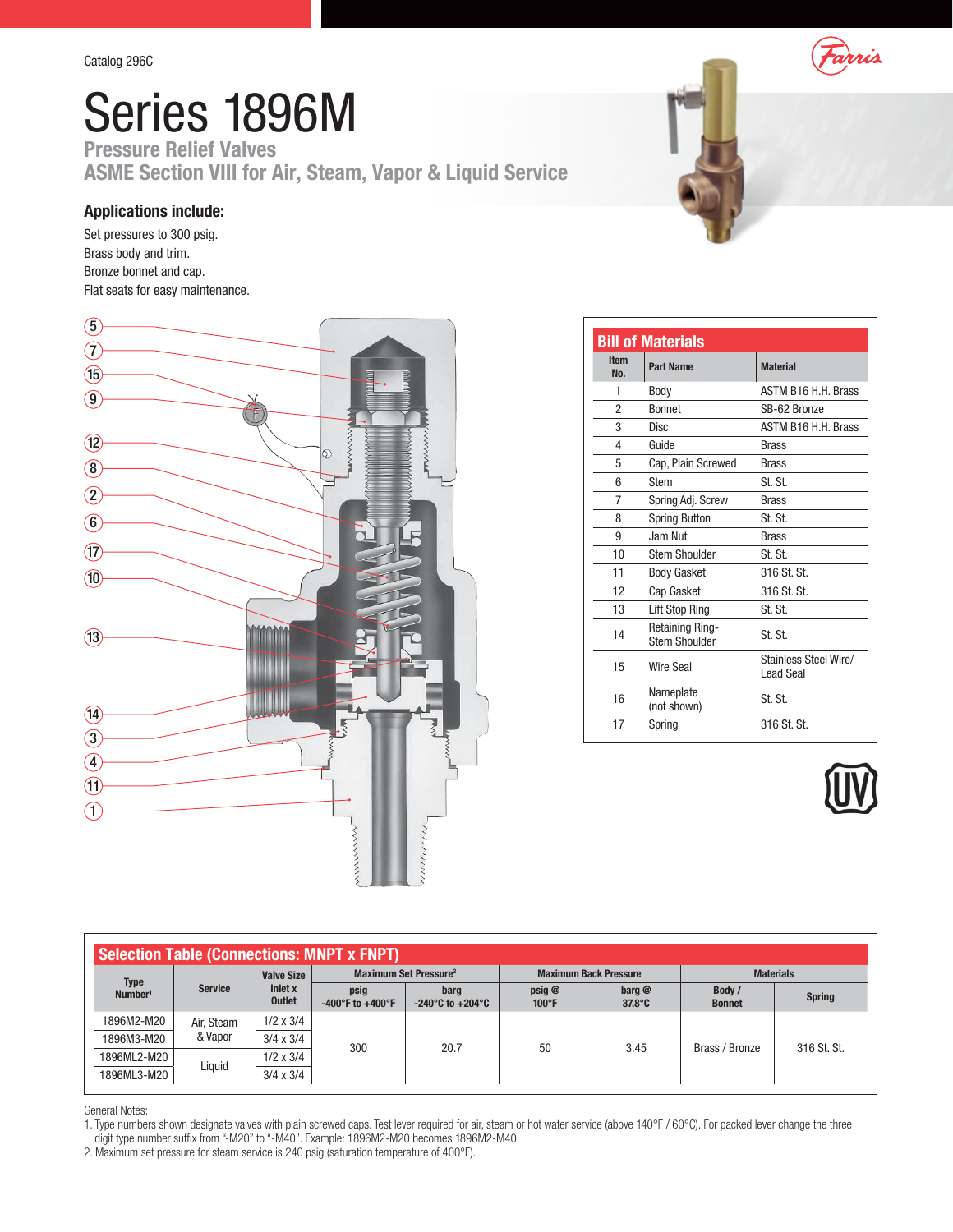Catalog 296C

# Series 1896M

## Pressure Relief Valves
## ASME Section VIII for Air, Steam, Vapor & Liquid Service

### Applications include:

Set pressures to 300 psig.
Brass body and trim.
Bronze bonnet and cap.
Flat seats for easy maintenance.

### Bill of Materials

| Item No. | Part Name | Material |
|---|---|---|
| 1 | Body | ASTM B16 H.H. Brass |
| 2 | Bonnet | SB-62 Bronze |
| 3 | Disc | ASTM B16 H.H. Brass |
| 4 | Guide | Brass |
| 5 | Cap, Plain Screwed | Brass |
| 6 | Stem | St. St. |
| 7 | Spring Adj. Screw | Brass |
| 8 | Spring Button | St. St. |
| 9 | Jam Nut | Brass |
| 10 | Stem Shoulder | St. St. |
| 11 | Body Gasket | 316 St. St. |
| 12 | Cap Gasket | 316 St. St. |
| 13 | Lift Stop Ring | St. St. |
| 14 | Retaining Ring-Stem Shoulder | St. St. |
| 15 | Wire Seal | Stainless Steel Wire/ Lead Seal |
| 16 | Nameplate (not shown) | St. St. |
| 17 | Spring | 316 St. St. |

### Selection Table (Connections: MNPT x FNPT)

| Type Number[1] | Service | Valve Size Inlet x Outlet | Maximum Set Pressure[2] | | Maximum Back Pressure | | Materials | |
|---|---|---|---|---|---|---|---|---|
| | | | psig -400°F to +400°F | barg -240°C to +204°C | psig @ 100°F | barg @ 37.8°C | Body / Bonnet | Spring |
| 1896M2-M20 | Air, Steam & Vapor | 1/2 x 3/4 | 300 | 20.7 | 50 | 3.45 | Brass / Bronze | 316 St. St. |
| 1896M3-M20 | | 3/4 x 3/4 | | | | | | |
| 1896ML2-M20 | Liquid | 1/2 x 3/4 | | | | | | |
| 1896ML3-M20 | | 3/4 x 3/4 | | | | | | |

General Notes:
1. Type numbers shown designate valves with plain screwed caps. Test lever required for air, steam or hot water service (above 140°F / 60°C). For packed lever change the three digit type number suffix from "-M20" to "-M40". Example: 1896M2-M20 becomes 1896M2-M40.
2. Maximum set pressure for steam service is 240 psig (saturation temperature of 400°F).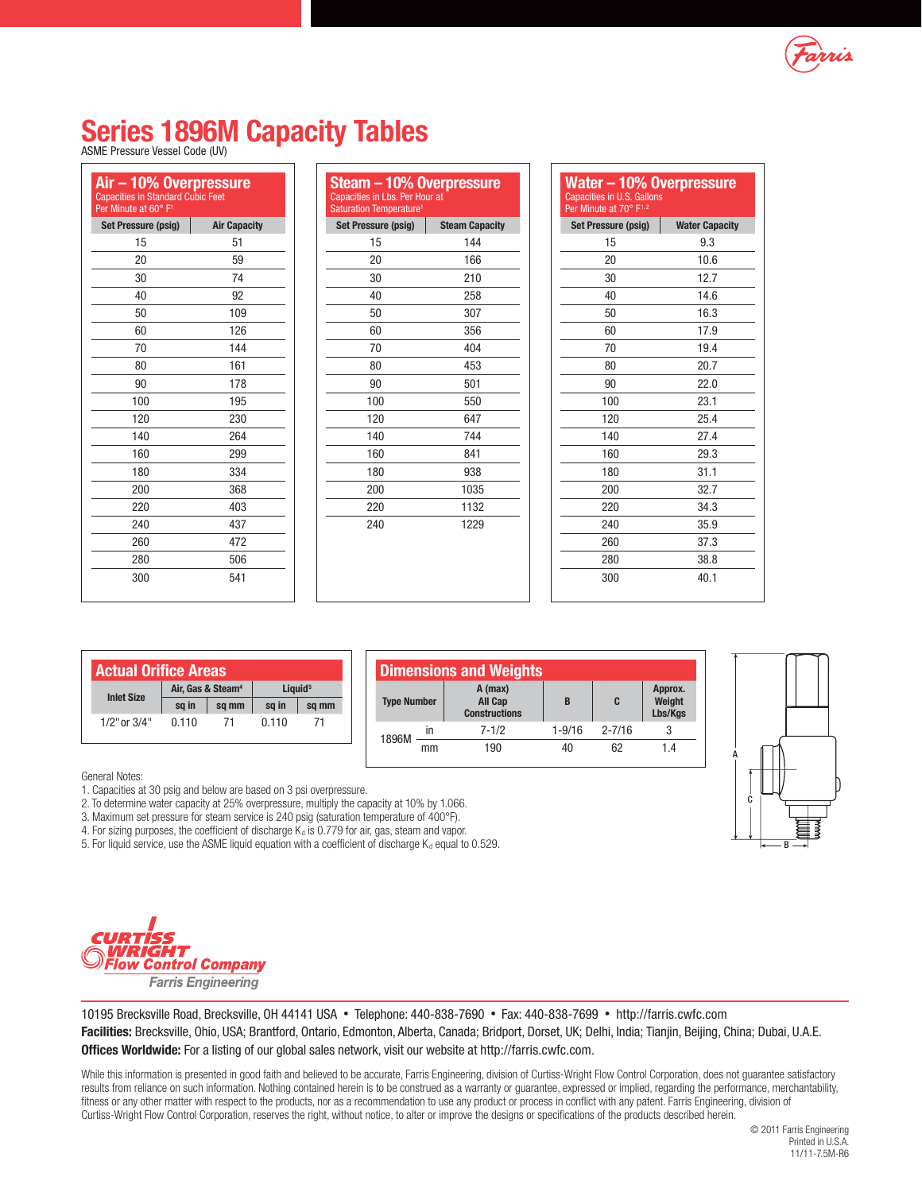# Series 1896M Capacity Tables

ASME Pressure Vessel Code (UV)

## Air – 10% Overpressure

Capacities in Standard Cubic Feet Per Minute at 60° F[1]

| Set Pressure (psig) | Air Capacity |
|---|---|
| 15 | 51 |
| 20 | 59 |
| 30 | 74 |
| 40 | 92 |
| 50 | 109 |
| 60 | 126 |
| 70 | 144 |
| 80 | 161 |
| 90 | 178 |
| 100 | 195 |
| 120 | 230 |
| 140 | 264 |
| 160 | 299 |
| 180 | 334 |
| 200 | 368 |
| 220 | 403 |
| 240 | 437 |
| 260 | 472 |
| 280 | 506 |
| 300 | 541 |

## Steam – 10% Overpressure

Capacities in Lbs. Per Hour at Saturation Temperature[1]

| Set Pressure (psig) | Steam Capacity |
|---|---|
| 15 | 144 |
| 20 | 166 |
| 30 | 210 |
| 40 | 258 |
| 50 | 307 |
| 60 | 356 |
| 70 | 404 |
| 80 | 453 |
| 90 | 501 |
| 100 | 550 |
| 120 | 647 |
| 140 | 744 |
| 160 | 841 |
| 180 | 938 |
| 200 | 1035 |
| 220 | 1132 |
| 240 | 1229 |

## Water – 10% Overpressure

Capacities in U.S. Gallons Per Minute at 70° F[1,2]

| Set Pressure (psig) | Water Capacity |
|---|---|
| 15 | 9.3 |
| 20 | 10.6 |
| 30 | 12.7 |
| 40 | 14.6 |
| 50 | 16.3 |
| 60 | 17.9 |
| 70 | 19.4 |
| 80 | 20.7 |
| 90 | 22.0 |
| 100 | 23.1 |
| 120 | 25.4 |
| 140 | 27.4 |
| 160 | 29.3 |
| 180 | 31.1 |
| 200 | 32.7 |
| 220 | 34.3 |
| 240 | 35.9 |
| 260 | 37.3 |
| 280 | 38.8 |
| 300 | 40.1 |

## Actual Orifice Areas

| Inlet Size | Air, Gas & Steam[4] | | Liquid[5] | |
|---|---|---|---|---|
| | sq in | sq mm | sq in | sq mm |
| 1/2" or 3/4" | 0.110 | 71 | 0.110 | 71 |

## Dimensions and Weights

| Type Number | | A (max) All Cap Constructions | B | C | Approx. Weight Lbs/Kgs |
|---|---|---|---|---|---|
| 1896M | in | 7-1/2 | 1-9/16 | 2-7/16 | 3 |
| | mm | 190 | 40 | 62 | 1.4 |

A

C

B

General Notes:

1. Capacities at 30 psig and below are based on 3 psi overpressure.
2. To determine water capacity at 25% overpressure, multiply the capacity at 10% by 1.066.
3. Maximum set pressure for steam service is 240 psig (saturation temperature of 400°F).
4. For sizing purposes, the coefficient of discharge $K_d$ is 0.779 for air, gas, steam and vapor.
5. For liquid service, use the ASME liquid equation with a coefficient of discharge $K_d$ equal to 0.529.

Curtiss Wright Flow Control Company
Farris Engineering

10195 Brecksville Road, Brecksville, OH 44141 USA • Telephone: 440-838-7690 • Fax: 440-838-7699 • http://farris.cwfc.com

**Facilities:** Brecksville, Ohio, USA; Brantford, Ontario, Edmonton, Alberta, Canada; Bridport, Dorset, UK; Delhi, India; Tianjin, Beijing, China; Dubai, U.A.E.

**Offices Worldwide:** For a listing of our global sales network, visit our website at http://farris.cwfc.com.

While this information is presented in good faith and believed to be accurate, Farris Engineering, division of Curtiss-Wright Flow Control Corporation, does not guarantee satisfactory results from reliance on such information. Nothing contained herein is to be construed as a warranty or guarantee, expressed or implied, regarding the performance, merchantability, fitness or any other matter with respect to the products, nor as a recommendation to use any product or process in conflict with any patent. Farris Engineering, division of Curtiss-Wright Flow Control Corporation, reserves the right, without notice, to alter or improve the designs or specifications of the products described herein.

© 2011 Farris Engineering
Printed in U.S.A.
11/11-7.5M-R6